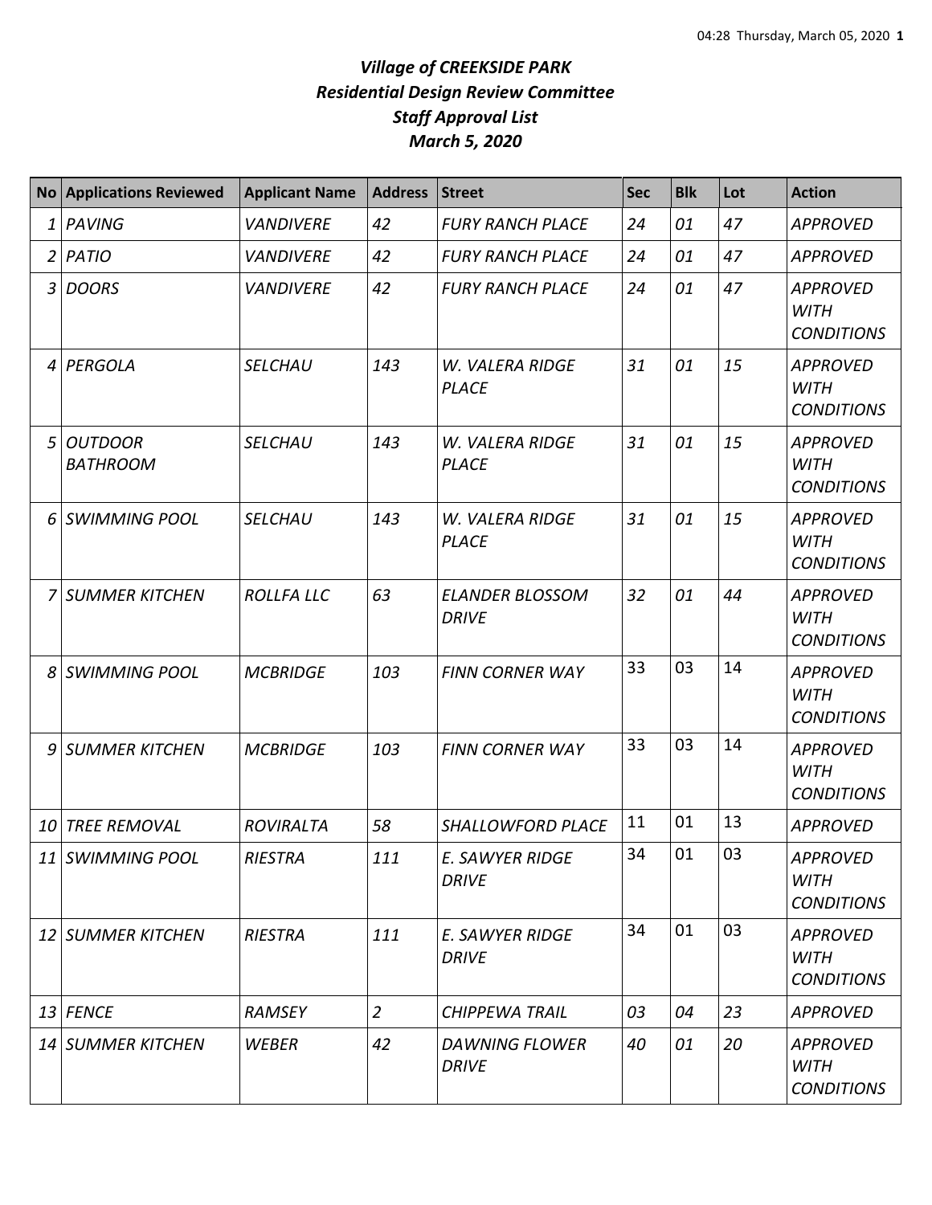# *Village of CREEKSIDE PARK*
## *Residential Design Review Committee*
## *Staff Approval List*
## *March 5, 2020*

| No | Applications Reviewed | Applicant Name | Address | Street | Sec | Blk | Lot | Action |
|---|---|---|---|---|---|---|---|---|
| 1 | PAVING | VANDIVERE | 42 | FURY RANCH PLACE | 24 | 01 | 47 | APPROVED |
| 2 | PATIO | VANDIVERE | 42 | FURY RANCH PLACE | 24 | 01 | 47 | APPROVED |
| 3 | DOORS | VANDIVERE | 42 | FURY RANCH PLACE | 24 | 01 | 47 | APPROVED WITH CONDITIONS |
| 4 | PERGOLA | SELCHAU | 143 | W. VALERA RIDGE PLACE | 31 | 01 | 15 | APPROVED WITH CONDITIONS |
| 5 | OUTDOOR BATHROOM | SELCHAU | 143 | W. VALERA RIDGE PLACE | 31 | 01 | 15 | APPROVED WITH CONDITIONS |
| 6 | SWIMMING POOL | SELCHAU | 143 | W. VALERA RIDGE PLACE | 31 | 01 | 15 | APPROVED WITH CONDITIONS |
| 7 | SUMMER KITCHEN | ROLLFA LLC | 63 | ELANDER BLOSSOM DRIVE | 32 | 01 | 44 | APPROVED WITH CONDITIONS |
| 8 | SWIMMING POOL | MCBRIDGE | 103 | FINN CORNER WAY | 33 | 03 | 14 | APPROVED WITH CONDITIONS |
| 9 | SUMMER KITCHEN | MCBRIDGE | 103 | FINN CORNER WAY | 33 | 03 | 14 | APPROVED WITH CONDITIONS |
| 10 | TREE REMOVAL | ROVIRALTA | 58 | SHALLOWFORD PLACE | 11 | 01 | 13 | APPROVED |
| 11 | SWIMMING POOL | RIESTRA | 111 | E. SAWYER RIDGE DRIVE | 34 | 01 | 03 | APPROVED WITH CONDITIONS |
| 12 | SUMMER KITCHEN | RIESTRA | 111 | E. SAWYER RIDGE DRIVE | 34 | 01 | 03 | APPROVED WITH CONDITIONS |
| 13 | FENCE | RAMSEY | 2 | CHIPPEWA TRAIL | 03 | 04 | 23 | APPROVED |
| 14 | SUMMER KITCHEN | WEBER | 42 | DAWNING FLOWER DRIVE | 40 | 01 | 20 | APPROVED WITH CONDITIONS |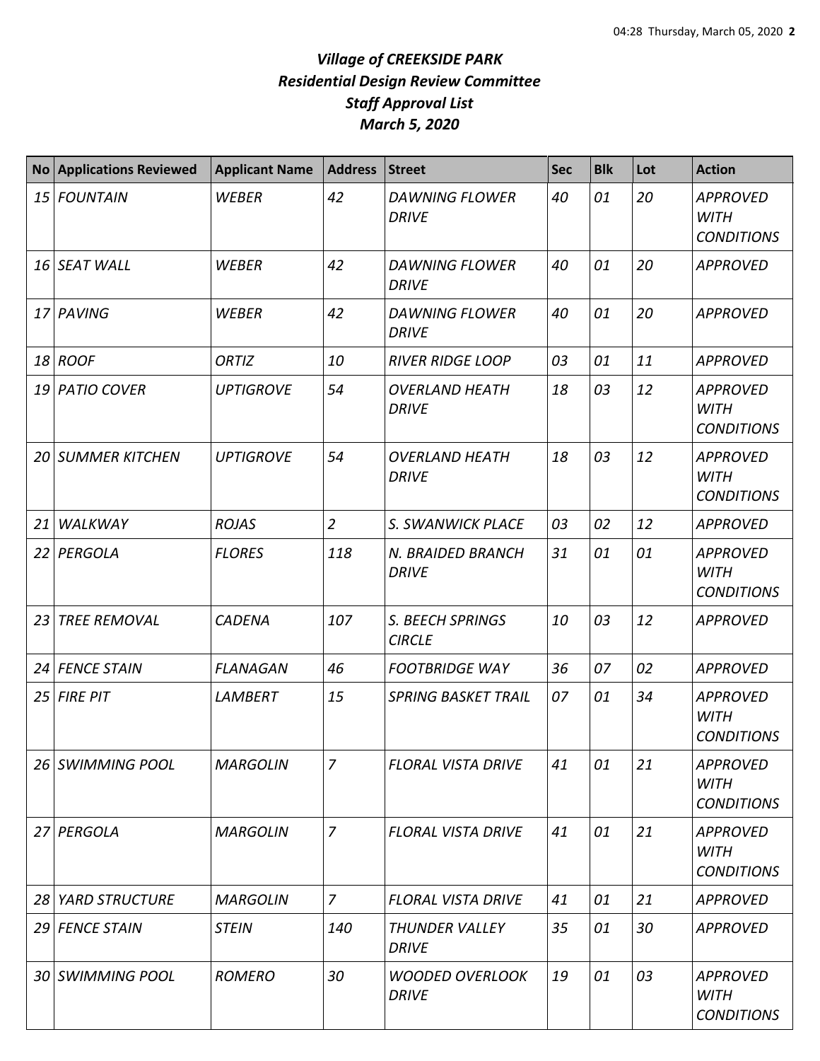# *Village of CREEKSIDE PARK*
## *Residential Design Review Committee*
## *Staff Approval List*
## *March 5, 2020*

| No | Applications Reviewed | Applicant Name | Address | Street | Sec | Blk | Lot | Action |
|---|---|---|---|---|---|---|---|---|
| *15* | *FOUNTAIN* | *WEBER* | *42* | *DAWNING FLOWER DRIVE* | *40* | *01* | *20* | *APPROVED WITH CONDITIONS* |
| *16* | *SEAT WALL* | *WEBER* | *42* | *DAWNING FLOWER DRIVE* | *40* | *01* | *20* | *APPROVED* |
| *17* | *PAVING* | *WEBER* | *42* | *DAWNING FLOWER DRIVE* | *40* | *01* | *20* | *APPROVED* |
| *18* | *ROOF* | *ORTIZ* | *10* | *RIVER RIDGE LOOP* | *03* | *01* | *11* | *APPROVED* |
| *19* | *PATIO COVER* | *UPTIGROVE* | *54* | *OVERLAND HEATH DRIVE* | *18* | *03* | *12* | *APPROVED WITH CONDITIONS* |
| *20* | *SUMMER KITCHEN* | *UPTIGROVE* | *54* | *OVERLAND HEATH DRIVE* | *18* | *03* | *12* | *APPROVED WITH CONDITIONS* |
| *21* | *WALKWAY* | *ROJAS* | *2* | *S. SWANWICK PLACE* | *03* | *02* | *12* | *APPROVED* |
| *22* | *PERGOLA* | *FLORES* | *118* | *N. BRAIDED BRANCH DRIVE* | *31* | *01* | *01* | *APPROVED WITH CONDITIONS* |
| *23* | *TREE REMOVAL* | *CADENA* | *107* | *S. BEECH SPRINGS CIRCLE* | *10* | *03* | *12* | *APPROVED* |
| *24* | *FENCE STAIN* | *FLANAGAN* | *46* | *FOOTBRIDGE WAY* | *36* | *07* | *02* | *APPROVED* |
| *25* | *FIRE PIT* | *LAMBERT* | *15* | *SPRING BASKET TRAIL* | *07* | *01* | *34* | *APPROVED WITH CONDITIONS* |
| *26* | *SWIMMING POOL* | *MARGOLIN* | *7* | *FLORAL VISTA DRIVE* | *41* | *01* | *21* | *APPROVED WITH CONDITIONS* |
| *27* | *PERGOLA* | *MARGOLIN* | *7* | *FLORAL VISTA DRIVE* | *41* | *01* | *21* | *APPROVED WITH CONDITIONS* |
| *28* | *YARD STRUCTURE* | *MARGOLIN* | *7* | *FLORAL VISTA DRIVE* | *41* | *01* | *21* | *APPROVED* |
| *29* | *FENCE STAIN* | *STEIN* | *140* | *THUNDER VALLEY DRIVE* | *35* | *01* | *30* | *APPROVED* |
| *30* | *SWIMMING POOL* | *ROMERO* | *30* | *WOODED OVERLOOK DRIVE* | *19* | *01* | *03* | *APPROVED WITH CONDITIONS* |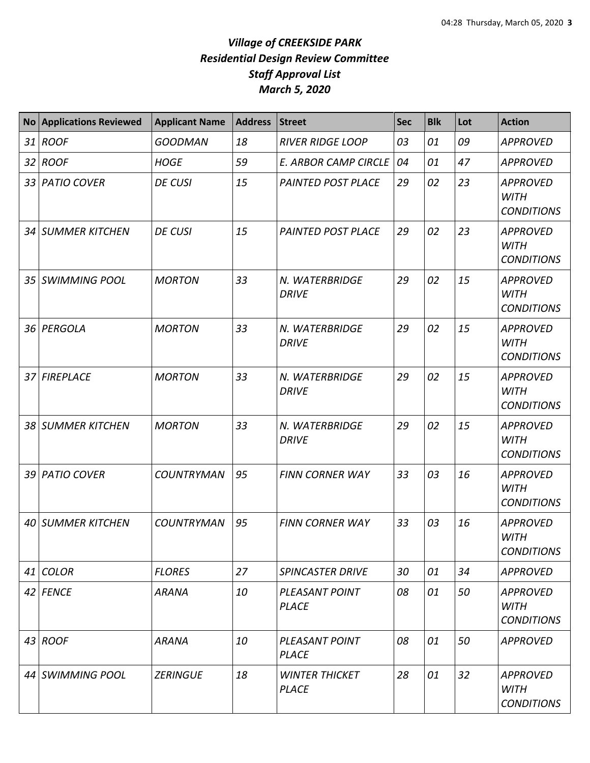# *Village of CREEKSIDE PARK*
# *Residential Design Review Committee*
# *Staff Approval List*
# *March 5, 2020*

| No | Applications Reviewed | Applicant Name | Address | Street | Sec | Blk | Lot | Action |
|---|---|---|---|---|---|---|---|---|
| *31* | *ROOF* | *GOODMAN* | *18* | *RIVER RIDGE LOOP* | *03* | *01* | *09* | *APPROVED* |
| *32* | *ROOF* | *HOGE* | *59* | *E. ARBOR CAMP CIRCLE* | *04* | *01* | *47* | *APPROVED* |
| *33* | *PATIO COVER* | *DE CUSI* | *15* | *PAINTED POST PLACE* | *29* | *02* | *23* | *APPROVED WITH CONDITIONS* |
| *34* | *SUMMER KITCHEN* | *DE CUSI* | *15* | *PAINTED POST PLACE* | *29* | *02* | *23* | *APPROVED WITH CONDITIONS* |
| *35* | *SWIMMING POOL* | *MORTON* | *33* | *N. WATERBRIDGE DRIVE* | *29* | *02* | *15* | *APPROVED WITH CONDITIONS* |
| *36* | *PERGOLA* | *MORTON* | *33* | *N. WATERBRIDGE DRIVE* | *29* | *02* | *15* | *APPROVED WITH CONDITIONS* |
| *37* | *FIREPLACE* | *MORTON* | *33* | *N. WATERBRIDGE DRIVE* | *29* | *02* | *15* | *APPROVED WITH CONDITIONS* |
| *38* | *SUMMER KITCHEN* | *MORTON* | *33* | *N. WATERBRIDGE DRIVE* | *29* | *02* | *15* | *APPROVED WITH CONDITIONS* |
| *39* | *PATIO COVER* | *COUNTRYMAN* | *95* | *FINN CORNER WAY* | *33* | *03* | *16* | *APPROVED WITH CONDITIONS* |
| *40* | *SUMMER KITCHEN* | *COUNTRYMAN* | *95* | *FINN CORNER WAY* | *33* | *03* | *16* | *APPROVED WITH CONDITIONS* |
| *41* | *COLOR* | *FLORES* | *27* | *SPINCASTER DRIVE* | *30* | *01* | *34* | *APPROVED* |
| *42* | *FENCE* | *ARANA* | *10* | *PLEASANT POINT PLACE* | *08* | *01* | *50* | *APPROVED WITH CONDITIONS* |
| *43* | *ROOF* | *ARANA* | *10* | *PLEASANT POINT PLACE* | *08* | *01* | *50* | *APPROVED* |
| *44* | *SWIMMING POOL* | *ZERINGUE* | *18* | *WINTER THICKET PLACE* | *28* | *01* | *32* | *APPROVED WITH CONDITIONS* |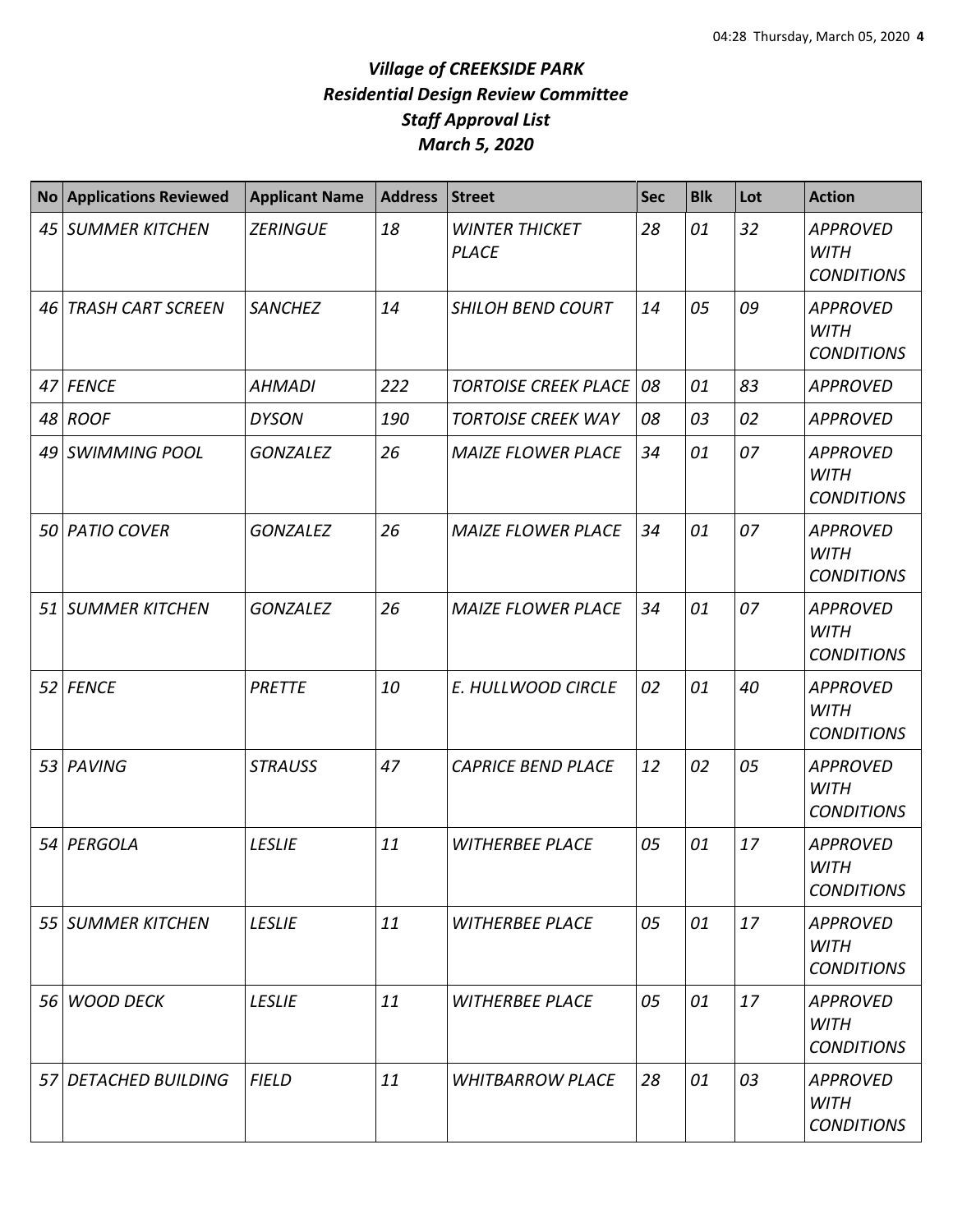# *Village of CREEKSIDE PARK*
## *Residential Design Review Committee*
## *Staff Approval List*
## *March 5, 2020*

| No | Applications Reviewed | Applicant Name | Address | Street | Sec | Blk | Lot | Action |
|---|---|---|---|---|---|---|---|---|
| 45 | *SUMMER KITCHEN* | *ZERINGUE* | *18* | *WINTER THICKET PLACE* | *28* | *01* | *32* | *APPROVED WITH CONDITIONS* |
| 46 | *TRASH CART SCREEN* | *SANCHEZ* | *14* | *SHILOH BEND COURT* | *14* | *05* | *09* | *APPROVED WITH CONDITIONS* |
| 47 | *FENCE* | *AHMADI* | *222* | *TORTOISE CREEK PLACE* | *08* | *01* | *83* | *APPROVED* |
| 48 | *ROOF* | *DYSON* | *190* | *TORTOISE CREEK WAY* | *08* | *03* | *02* | *APPROVED* |
| 49 | *SWIMMING POOL* | *GONZALEZ* | *26* | *MAIZE FLOWER PLACE* | *34* | *01* | *07* | *APPROVED WITH CONDITIONS* |
| 50 | *PATIO COVER* | *GONZALEZ* | *26* | *MAIZE FLOWER PLACE* | *34* | *01* | *07* | *APPROVED WITH CONDITIONS* |
| 51 | *SUMMER KITCHEN* | *GONZALEZ* | *26* | *MAIZE FLOWER PLACE* | *34* | *01* | *07* | *APPROVED WITH CONDITIONS* |
| 52 | *FENCE* | *PRETTE* | *10* | *E. HULLWOOD CIRCLE* | *02* | *01* | *40* | *APPROVED WITH CONDITIONS* |
| 53 | *PAVING* | *STRAUSS* | *47* | *CAPRICE BEND PLACE* | *12* | *02* | *05* | *APPROVED WITH CONDITIONS* |
| 54 | *PERGOLA* | *LESLIE* | *11* | *WITHERBEE PLACE* | *05* | *01* | *17* | *APPROVED WITH CONDITIONS* |
| 55 | *SUMMER KITCHEN* | *LESLIE* | *11* | *WITHERBEE PLACE* | *05* | *01* | *17* | *APPROVED WITH CONDITIONS* |
| 56 | *WOOD DECK* | *LESLIE* | *11* | *WITHERBEE PLACE* | *05* | *01* | *17* | *APPROVED WITH CONDITIONS* |
| 57 | *DETACHED BUILDING* | *FIELD* | *11* | *WHITBARROW PLACE* | *28* | *01* | *03* | *APPROVED WITH CONDITIONS* |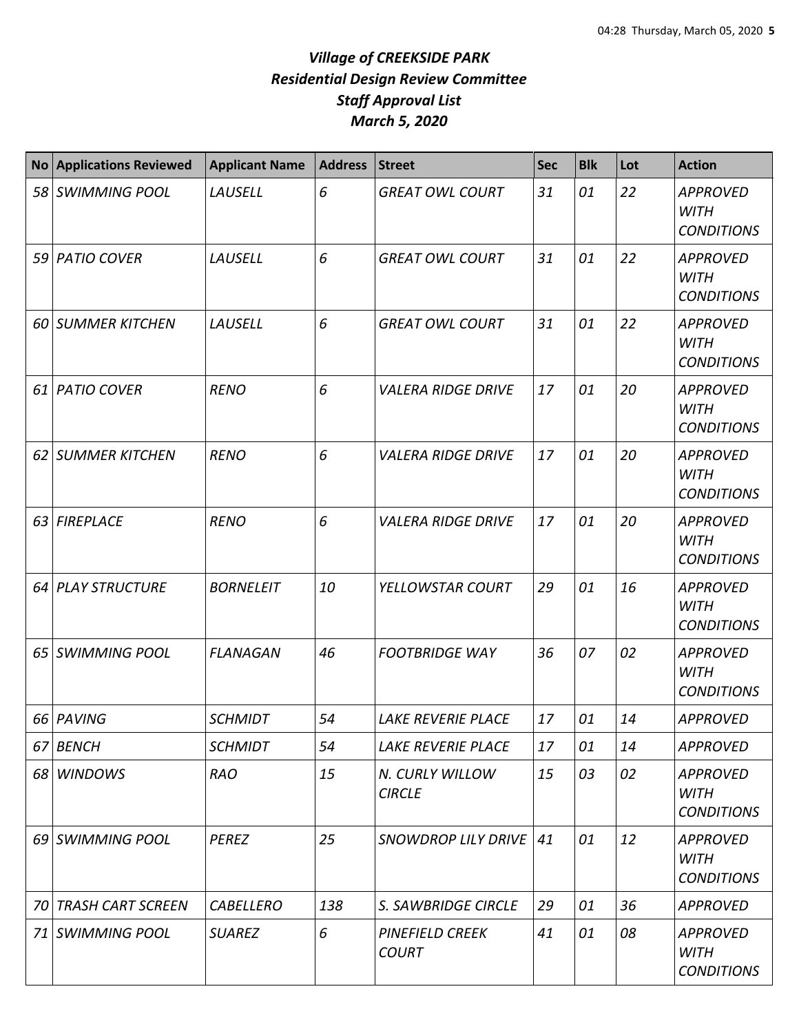# *Village of CREEKSIDE PARK*
# *Residential Design Review Committee*
# *Staff Approval List*
# *March 5, 2020*

| No | Applications Reviewed | Applicant Name | Address | Street | Sec | Blk | Lot | Action |
|---|---|---|---|---|---|---|---|---|
| *58* | *SWIMMING POOL* | *LAUSELL* | *6* | *GREAT OWL COURT* | *31* | *01* | *22* | *APPROVED WITH CONDITIONS* |
| *59* | *PATIO COVER* | *LAUSELL* | *6* | *GREAT OWL COURT* | *31* | *01* | *22* | *APPROVED WITH CONDITIONS* |
| *60* | *SUMMER KITCHEN* | *LAUSELL* | *6* | *GREAT OWL COURT* | *31* | *01* | *22* | *APPROVED WITH CONDITIONS* |
| *61* | *PATIO COVER* | *RENO* | *6* | *VALERA RIDGE DRIVE* | *17* | *01* | *20* | *APPROVED WITH CONDITIONS* |
| *62* | *SUMMER KITCHEN* | *RENO* | *6* | *VALERA RIDGE DRIVE* | *17* | *01* | *20* | *APPROVED WITH CONDITIONS* |
| *63* | *FIREPLACE* | *RENO* | *6* | *VALERA RIDGE DRIVE* | *17* | *01* | *20* | *APPROVED WITH CONDITIONS* |
| *64* | *PLAY STRUCTURE* | *BORNELEIT* | *10* | *YELLOWSTAR COURT* | *29* | *01* | *16* | *APPROVED WITH CONDITIONS* |
| *65* | *SWIMMING POOL* | *FLANAGAN* | *46* | *FOOTBRIDGE WAY* | *36* | *07* | *02* | *APPROVED WITH CONDITIONS* |
| *66* | *PAVING* | *SCHMIDT* | *54* | *LAKE REVERIE PLACE* | *17* | *01* | *14* | *APPROVED* |
| *67* | *BENCH* | *SCHMIDT* | *54* | *LAKE REVERIE PLACE* | *17* | *01* | *14* | *APPROVED* |
| *68* | *WINDOWS* | *RAO* | *15* | *N. CURLY WILLOW CIRCLE* | *15* | *03* | *02* | *APPROVED WITH CONDITIONS* |
| *69* | *SWIMMING POOL* | *PEREZ* | *25* | *SNOWDROP LILY DRIVE* | *41* | *01* | *12* | *APPROVED WITH CONDITIONS* |
| *70* | *TRASH CART SCREEN* | *CABELLERO* | *138* | *S. SAWBRIDGE CIRCLE* | *29* | *01* | *36* | *APPROVED* |
| *71* | *SWIMMING POOL* | *SUAREZ* | *6* | *PINEFIELD CREEK COURT* | *41* | *01* | *08* | *APPROVED WITH CONDITIONS* |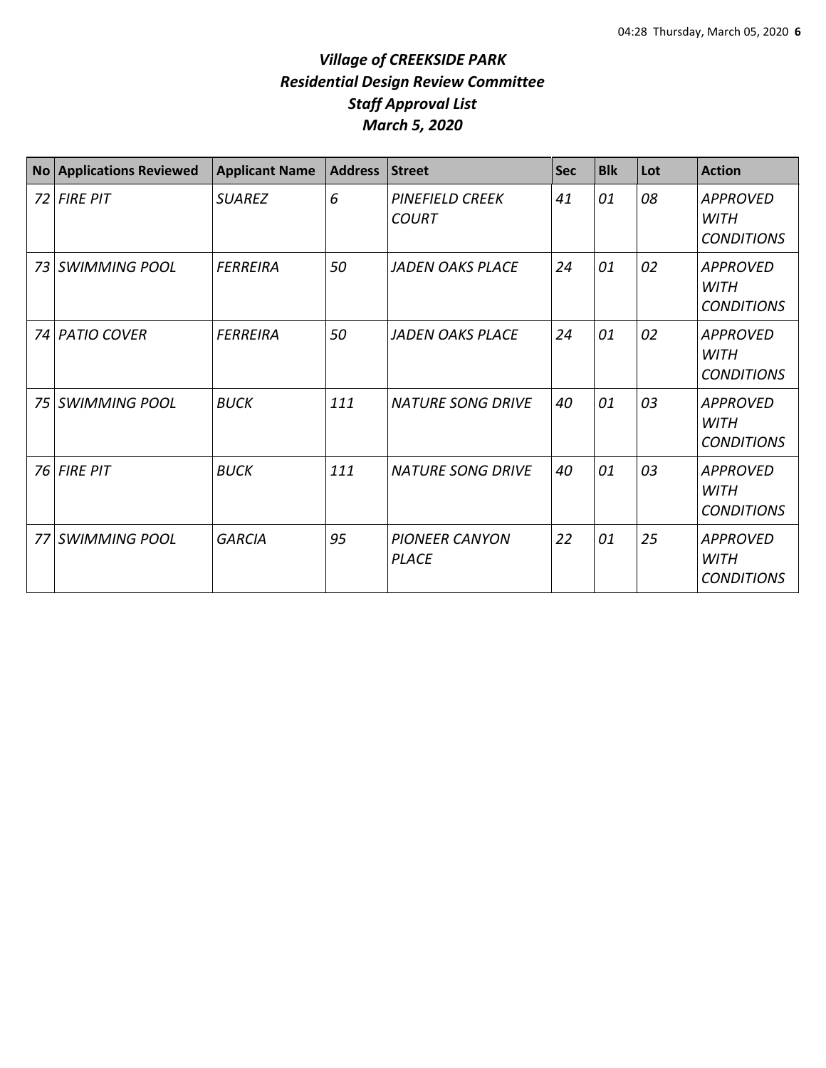# *Village of CREEKSIDE PARK*
## *Residential Design Review Committee*
## *Staff Approval List*
## *March 5, 2020*

| No | Applications Reviewed | Applicant Name | Address | Street | Sec | Blk | Lot | Action |
|---|---|---|---|---|---|---|---|---|
| *72* | *FIRE PIT* | *SUAREZ* | *6* | *PINEFIELD CREEK COURT* | *41* | *01* | *08* | *APPROVED WITH CONDITIONS* |
| *73* | *SWIMMING POOL* | *FERREIRA* | *50* | *JADEN OAKS PLACE* | *24* | *01* | *02* | *APPROVED WITH CONDITIONS* |
| *74* | *PATIO COVER* | *FERREIRA* | *50* | *JADEN OAKS PLACE* | *24* | *01* | *02* | *APPROVED WITH CONDITIONS* |
| *75* | *SWIMMING POOL* | *BUCK* | *111* | *NATURE SONG DRIVE* | *40* | *01* | *03* | *APPROVED WITH CONDITIONS* |
| *76* | *FIRE PIT* | *BUCK* | *111* | *NATURE SONG DRIVE* | *40* | *01* | *03* | *APPROVED WITH CONDITIONS* |
| *77* | *SWIMMING POOL* | *GARCIA* | *95* | *PIONEER CANYON PLACE* | *22* | *01* | *25* | *APPROVED WITH CONDITIONS* |